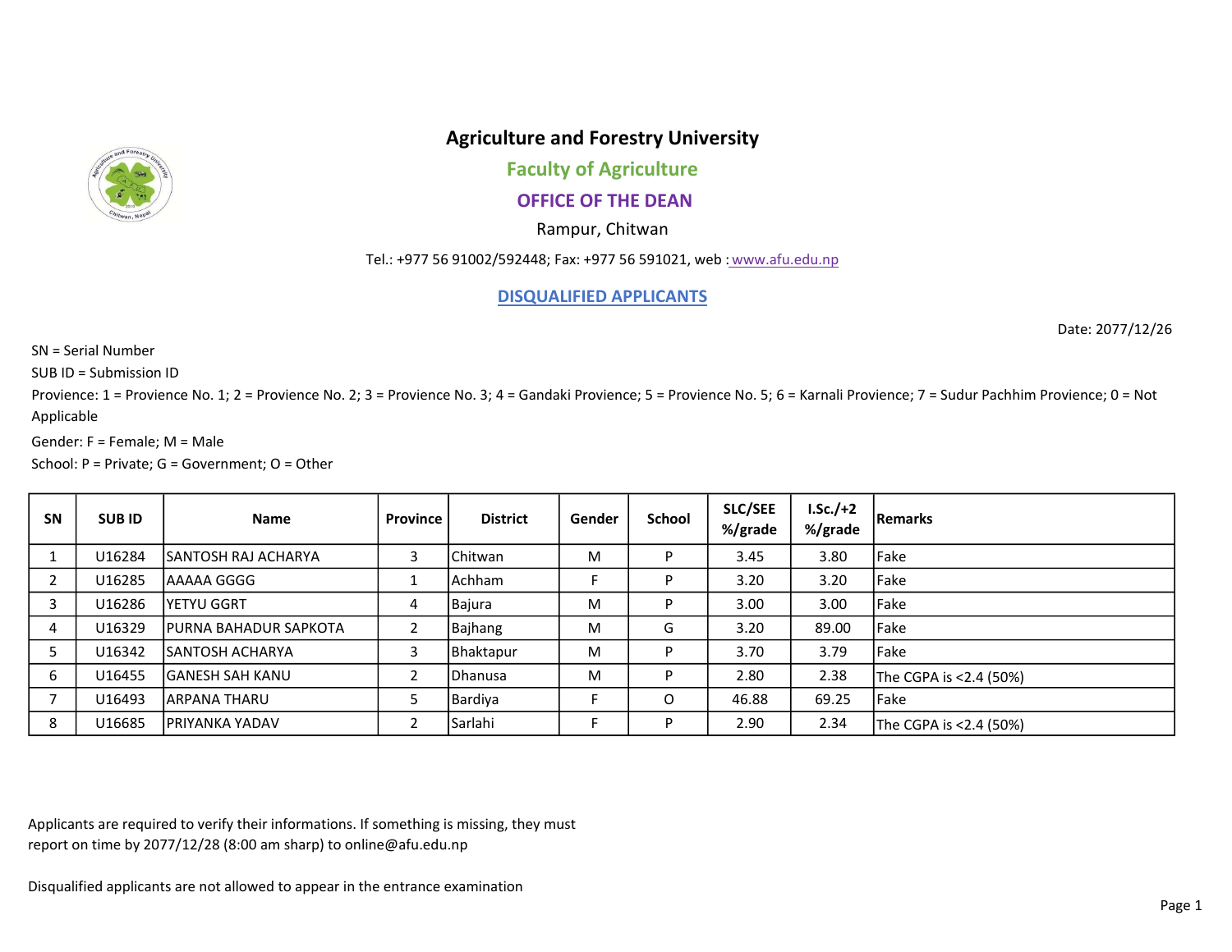# Agriculture and Forestry University

## Faculty of Agriculture

## OFFICE OF THE DEAN

Rampur, Chitwan

Tel.: +977 56 91002/592448; Fax: +977 56 591021, web : www.afu.edu.np

### DISQUALIFIED APPLICANTS

Date: 2077/12/26

SN = Serial Number

SUB ID = Submission ID

Provience: 1 = Provience No. 1; 2 = Provience No. 2; 3 = Provience No. 3; 4 = Gandaki Provience; 5 = Provience No. 5; 6 = Karnali Provience; 7 = Sudur Pachhim Provience; 0 = Not Applicable

Gender: F = Female; M = Male

School: P = Private; G = Government; O = Other

| SN | SUB ID | Name | Province | District | Gender | School | SLC/SEE %/grade | I.Sc./+2 %/grade | Remarks |
|---|---|---|---|---|---|---|---|---|---|
| 1 | U16284 | SANTOSH RAJ ACHARYA | 3 | Chitwan | M | P | 3.45 | 3.80 | Fake |
| 2 | U16285 | AAAAA GGGG | 1 | Achham | F | P | 3.20 | 3.20 | Fake |
| 3 | U16286 | YETYU GGRT | 4 | Bajura | M | P | 3.00 | 3.00 | Fake |
| 4 | U16329 | PURNA BAHADUR SAPKOTA | 2 | Bajhang | M | G | 3.20 | 89.00 | Fake |
| 5 | U16342 | SANTOSH ACHARYA | 3 | Bhaktapur | M | P | 3.70 | 3.79 | Fake |
| 6 | U16455 | GANESH SAH KANU | 2 | Dhanusa | M | P | 2.80 | 2.38 | The CGPA is <2.4 (50%) |
| 7 | U16493 | ARPANA THARU | 5 | Bardiya | F | O | 46.88 | 69.25 | Fake |
| 8 | U16685 | PRIYANKA YADAV | 2 | Sarlahi | F | P | 2.90 | 2.34 | The CGPA is <2.4 (50%) |

Applicants are required to verify their informations. If something is missing, they must report on time by 2077/12/28 (8:00 am sharp) to online@afu.edu.np

Disqualified applicants are not allowed to appear in the entrance examination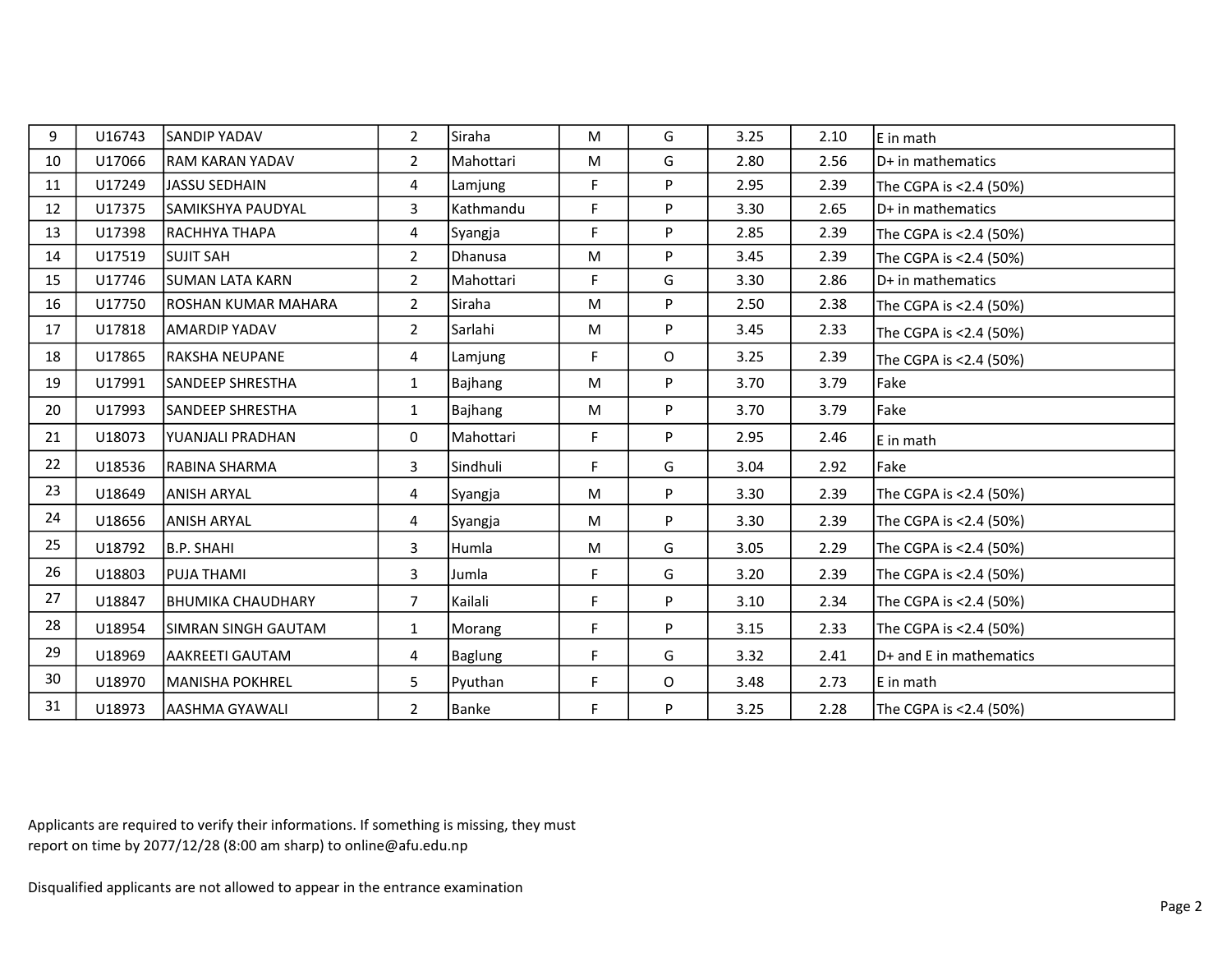| | | | | | | | | | |
|---|---|---|---|---|---|---|---|---|---|
| 9 | U16743 | SANDIP YADAV | 2 | Siraha | M | G | 3.25 | 2.10 | E in math |
| 10 | U17066 | RAM KARAN YADAV | 2 | Mahottari | M | G | 2.80 | 2.56 | D+ in mathematics |
| 11 | U17249 | JASSU SEDHAIN | 4 | Lamjung | F | P | 2.95 | 2.39 | The CGPA is <2.4 (50%) |
| 12 | U17375 | SAMIKSHYA PAUDYAL | 3 | Kathmandu | F | P | 3.30 | 2.65 | D+ in mathematics |
| 13 | U17398 | RACHHYA THAPA | 4 | Syangja | F | P | 2.85 | 2.39 | The CGPA is <2.4 (50%) |
| 14 | U17519 | SUJIT SAH | 2 | Dhanusa | M | P | 3.45 | 2.39 | The CGPA is <2.4 (50%) |
| 15 | U17746 | SUMAN LATA KARN | 2 | Mahottari | F | G | 3.30 | 2.86 | D+ in mathematics |
| 16 | U17750 | ROSHAN KUMAR MAHARA | 2 | Siraha | M | P | 2.50 | 2.38 | The CGPA is <2.4 (50%) |
| 17 | U17818 | AMARDIP YADAV | 2 | Sarlahi | M | P | 3.45 | 2.33 | The CGPA is <2.4 (50%) |
| 18 | U17865 | RAKSHA NEUPANE | 4 | Lamjung | F | O | 3.25 | 2.39 | The CGPA is <2.4 (50%) |
| 19 | U17991 | SANDEEP SHRESTHA | 1 | Bajhang | M | P | 3.70 | 3.79 | Fake |
| 20 | U17993 | SANDEEP SHRESTHA | 1 | Bajhang | M | P | 3.70 | 3.79 | Fake |
| 21 | U18073 | YUANJALI PRADHAN | 0 | Mahottari | F | P | 2.95 | 2.46 | E in math |
| 22 | U18536 | RABINA SHARMA | 3 | Sindhuli | F | G | 3.04 | 2.92 | Fake |
| 23 | U18649 | ANISH ARYAL | 4 | Syangja | M | P | 3.30 | 2.39 | The CGPA is <2.4 (50%) |
| 24 | U18656 | ANISH ARYAL | 4 | Syangja | M | P | 3.30 | 2.39 | The CGPA is <2.4 (50%) |
| 25 | U18792 | B.P. SHAHI | 3 | Humla | M | G | 3.05 | 2.29 | The CGPA is <2.4 (50%) |
| 26 | U18803 | PUJA THAMI | 3 | Jumla | F | G | 3.20 | 2.39 | The CGPA is <2.4 (50%) |
| 27 | U18847 | BHUMIKA CHAUDHARY | 7 | Kailali | F | P | 3.10 | 2.34 | The CGPA is <2.4 (50%) |
| 28 | U18954 | SIMRAN SINGH GAUTAM | 1 | Morang | F | P | 3.15 | 2.33 | The CGPA is <2.4 (50%) |
| 29 | U18969 | AAKREETI GAUTAM | 4 | Baglung | F | G | 3.32 | 2.41 | D+ and E in mathematics |
| 30 | U18970 | MANISHA POKHREL | 5 | Pyuthan | F | O | 3.48 | 2.73 | E in math |
| 31 | U18973 | AASHMA GYAWALI | 2 | Banke | F | P | 3.25 | 2.28 | The CGPA is <2.4 (50%) |

Applicants are required to verify their informations. If something is missing, they must report on time by 2077/12/28 (8:00 am sharp) to online@afu.edu.np

Disqualified applicants are not allowed to appear in the entrance examination